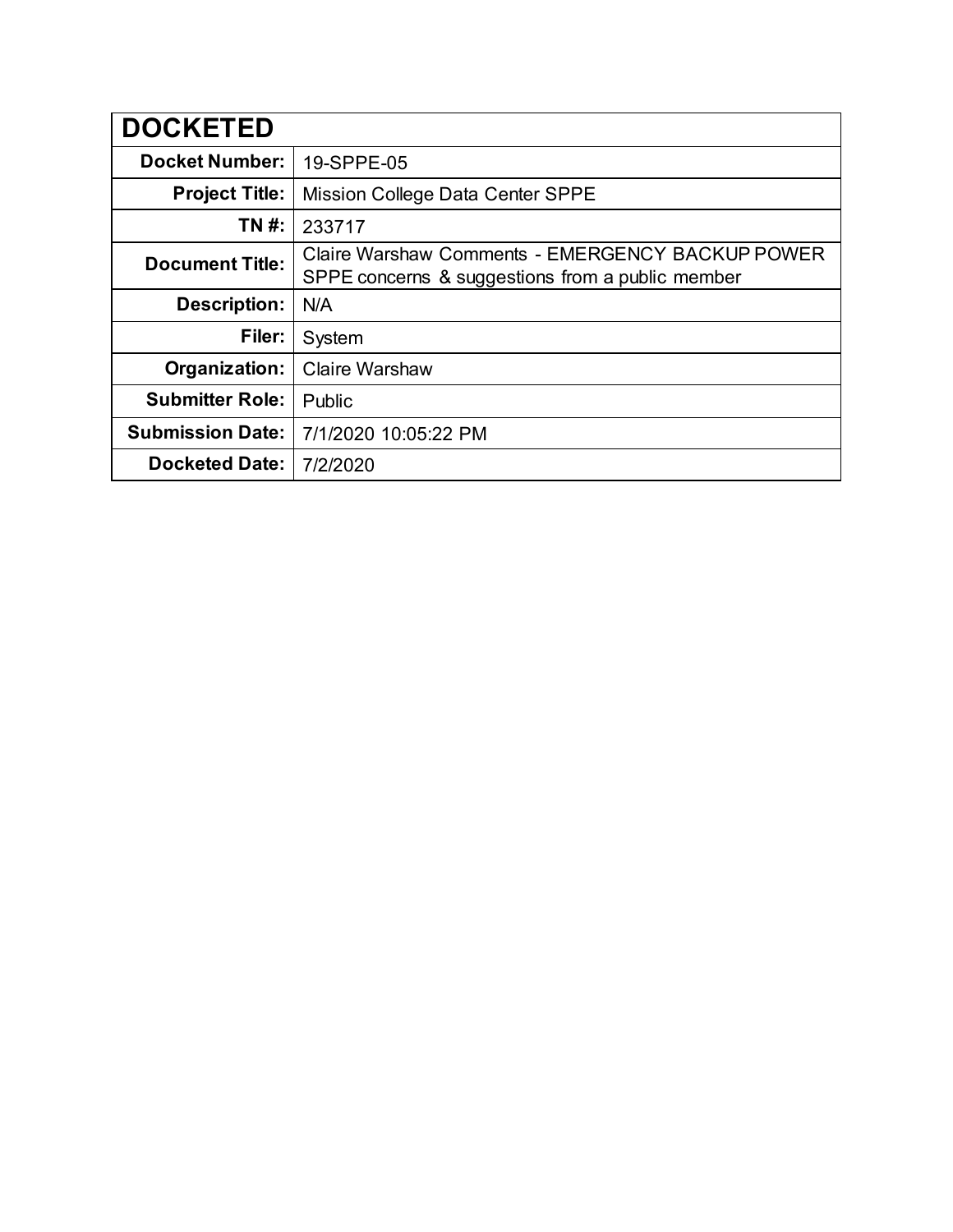| DOCKETED | |
|---|---|
| **Docket Number:** | 19-SPPE-05 |
| **Project Title:** | Mission College Data Center SPPE |
| **TN #:** | 233717 |
| **Document Title:** | Claire Warshaw Comments - EMERGENCY BACKUP POWER SPPE concerns & suggestions from a public member |
| **Description:** | N/A |
| **Filer:** | System |
| **Organization:** | Claire Warshaw |
| **Submitter Role:** | Public |
| **Submission Date:** | 7/1/2020 10:05:22 PM |
| **Docketed Date:** | 7/2/2020 |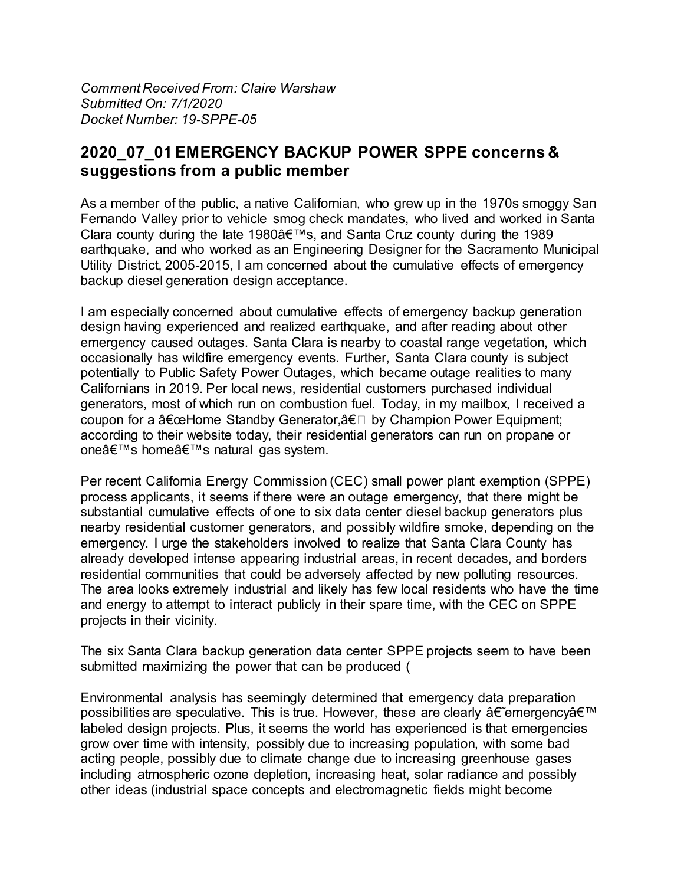*Comment Received From: Claire Warshaw*
*Submitted On: 7/1/2020*
*Docket Number: 19-SPPE-05*

## 2020_07_01 EMERGENCY BACKUP POWER SPPE concerns & suggestions from a public member

As a member of the public, a native Californian, who grew up in the 1970s smoggy San Fernando Valley prior to vehicle smog check mandates, who lived and worked in Santa Clara county during the late 1980â€™s, and Santa Cruz county during the 1989 earthquake, and who worked as an Engineering Designer for the Sacramento Municipal Utility District, 2005-2015, I am concerned about the cumulative effects of emergency backup diesel generation design acceptance.

I am especially concerned about cumulative effects of emergency backup generation design having experienced and realized earthquake, and after reading about other emergency caused outages. Santa Clara is nearby to coastal range vegetation, which occasionally has wildfire emergency events. Further, Santa Clara county is subject potentially to Public Safety Power Outages, which became outage realities to many Californians in 2019. Per local news, residential customers purchased individual generators, most of which run on combustion fuel. Today, in my mailbox, I received a coupon for a â€œHome Standby Generator,â€ by Champion Power Equipment; according to their website today, their residential generators can run on propane or oneâ€™s homeâ€™s natural gas system.

Per recent California Energy Commission (CEC) small power plant exemption (SPPE) process applicants, it seems if there were an outage emergency, that there might be substantial cumulative effects of one to six data center diesel backup generators plus nearby residential customer generators, and possibly wildfire smoke, depending on the emergency. I urge the stakeholders involved to realize that Santa Clara County has already developed intense appearing industrial areas, in recent decades, and borders residential communities that could be adversely affected by new polluting resources. The area looks extremely industrial and likely has few local residents who have the time and energy to attempt to interact publicly in their spare time, with the CEC on SPPE projects in their vicinity.

The six Santa Clara backup generation data center SPPE projects seem to have been submitted maximizing the power that can be produced (

Environmental analysis has seemingly determined that emergency data preparation possibilities are speculative. This is true. However, these are clearly â€˜emergencyâ€™ labeled design projects. Plus, it seems the world has experienced is that emergencies grow over time with intensity, possibly due to increasing population, with some bad acting people, possibly due to climate change due to increasing greenhouse gases including atmospheric ozone depletion, increasing heat, solar radiance and possibly other ideas (industrial space concepts and electromagnetic fields might become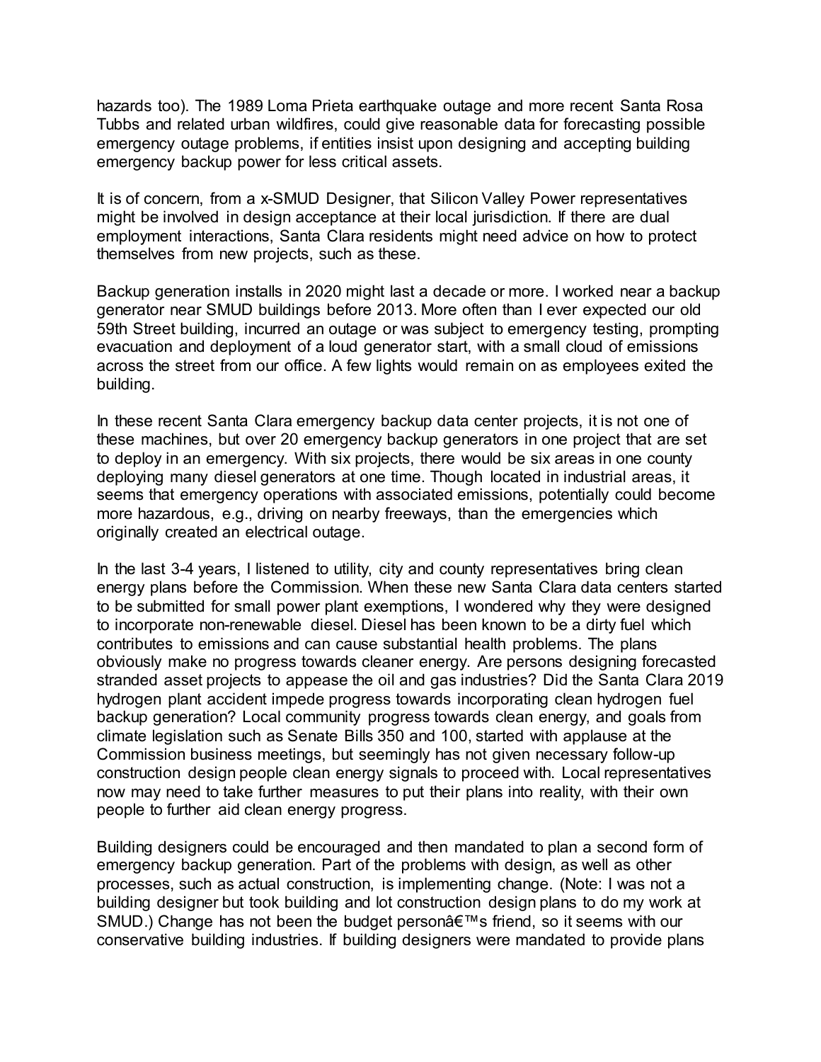hazards too). The 1989 Loma Prieta earthquake outage and more recent Santa Rosa Tubbs and related urban wildfires, could give reasonable data for forecasting possible emergency outage problems, if entities insist upon designing and accepting building emergency backup power for less critical assets.

It is of concern, from a x-SMUD Designer, that Silicon Valley Power representatives might be involved in design acceptance at their local jurisdiction. If there are dual employment interactions, Santa Clara residents might need advice on how to protect themselves from new projects, such as these.

Backup generation installs in 2020 might last a decade or more. I worked near a backup generator near SMUD buildings before 2013. More often than I ever expected our old 59th Street building, incurred an outage or was subject to emergency testing, prompting evacuation and deployment of a loud generator start, with a small cloud of emissions across the street from our office. A few lights would remain on as employees exited the building.

In these recent Santa Clara emergency backup data center projects, it is not one of these machines, but over 20 emergency backup generators in one project that are set to deploy in an emergency. With six projects, there would be six areas in one county deploying many diesel generators at one time. Though located in industrial areas, it seems that emergency operations with associated emissions, potentially could become more hazardous, e.g., driving on nearby freeways, than the emergencies which originally created an electrical outage.

In the last 3-4 years, I listened to utility, city and county representatives bring clean energy plans before the Commission. When these new Santa Clara data centers started to be submitted for small power plant exemptions, I wondered why they were designed to incorporate non-renewable diesel. Diesel has been known to be a dirty fuel which contributes to emissions and can cause substantial health problems. The plans obviously make no progress towards cleaner energy. Are persons designing forecasted stranded asset projects to appease the oil and gas industries? Did the Santa Clara 2019 hydrogen plant accident impede progress towards incorporating clean hydrogen fuel backup generation? Local community progress towards clean energy, and goals from climate legislation such as Senate Bills 350 and 100, started with applause at the Commission business meetings, but seemingly has not given necessary follow-up construction design people clean energy signals to proceed with. Local representatives now may need to take further measures to put their plans into reality, with their own people to further aid clean energy progress.

Building designers could be encouraged and then mandated to plan a second form of emergency backup generation. Part of the problems with design, as well as other processes, such as actual construction, is implementing change. (Note: I was not a building designer but took building and lot construction design plans to do my work at SMUD.) Change has not been the budget personâ€™s friend, so it seems with our conservative building industries. If building designers were mandated to provide plans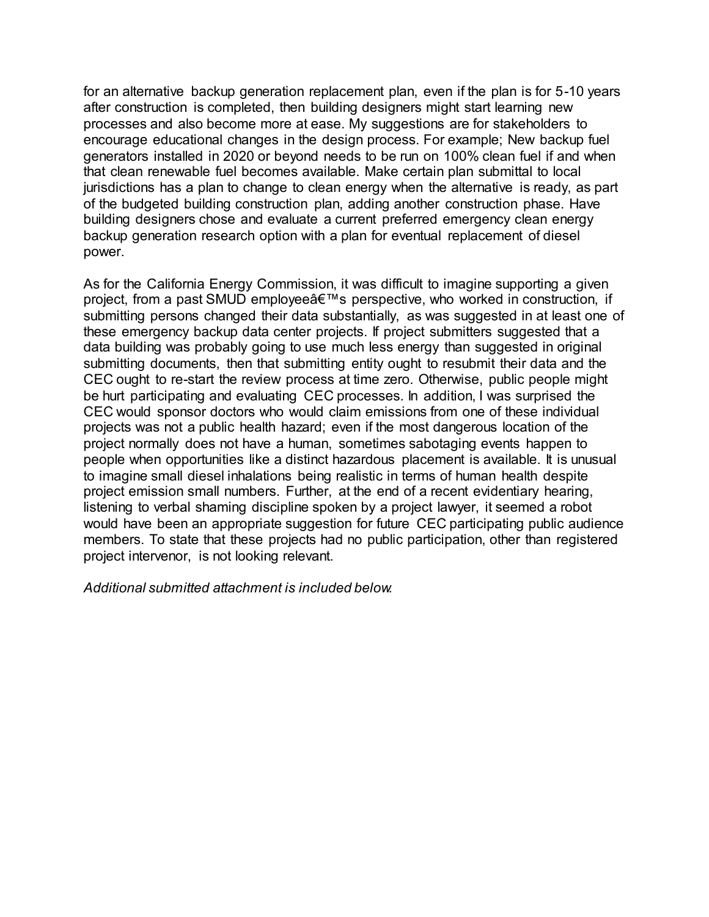for an alternative backup generation replacement plan, even if the plan is for 5-10 years after construction is completed, then building designers might start learning new processes and also become more at ease. My suggestions are for stakeholders to encourage educational changes in the design process. For example; New backup fuel generators installed in 2020 or beyond needs to be run on 100% clean fuel if and when that clean renewable fuel becomes available. Make certain plan submittal to local jurisdictions has a plan to change to clean energy when the alternative is ready, as part of the budgeted building construction plan, adding another construction phase. Have building designers chose and evaluate a current preferred emergency clean energy backup generation research option with a plan for eventual replacement of diesel power.

As for the California Energy Commission, it was difficult to imagine supporting a given project, from a past SMUD employeeâ€™s perspective, who worked in construction, if submitting persons changed their data substantially, as was suggested in at least one of these emergency backup data center projects. If project submitters suggested that a data building was probably going to use much less energy than suggested in original submitting documents, then that submitting entity ought to resubmit their data and the CEC ought to re-start the review process at time zero. Otherwise, public people might be hurt participating and evaluating CEC processes. In addition, I was surprised the CEC would sponsor doctors who would claim emissions from one of these individual projects was not a public health hazard; even if the most dangerous location of the project normally does not have a human, sometimes sabotaging events happen to people when opportunities like a distinct hazardous placement is available. It is unusual to imagine small diesel inhalations being realistic in terms of human health despite project emission small numbers. Further, at the end of a recent evidentiary hearing, listening to verbal shaming discipline spoken by a project lawyer, it seemed a robot would have been an appropriate suggestion for future CEC participating public audience members. To state that these projects had no public participation, other than registered project intervenor, is not looking relevant.

*Additional submitted attachment is included below.*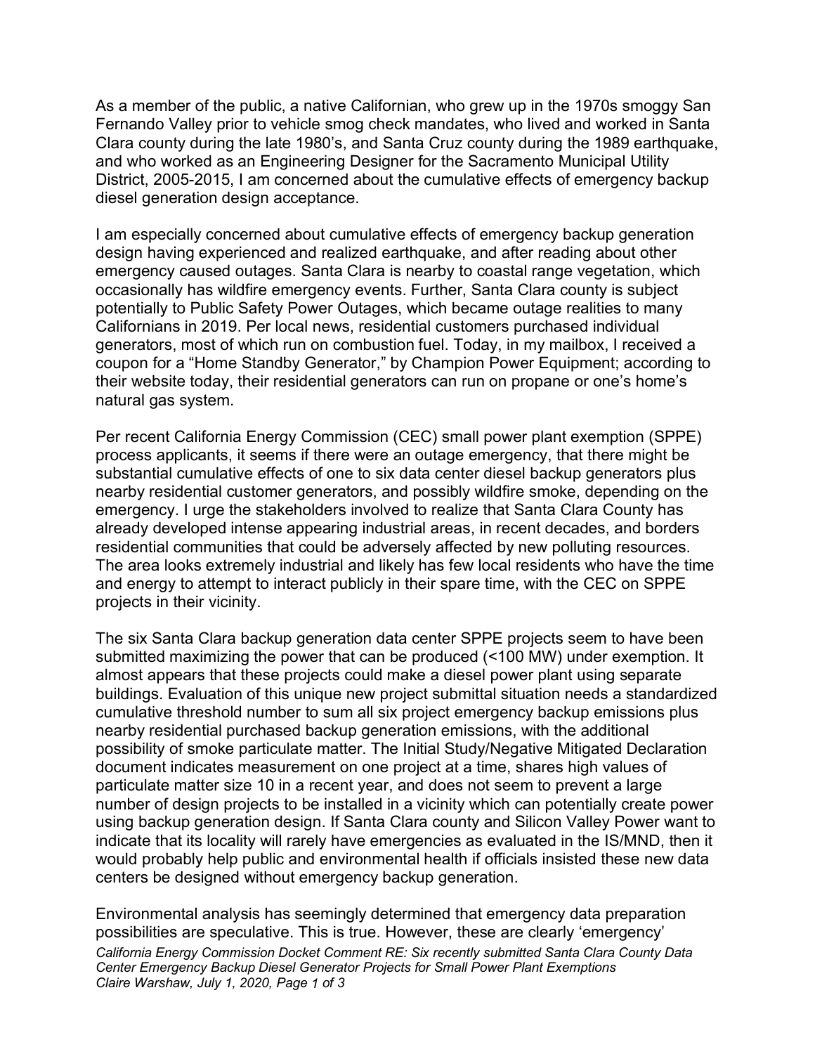As a member of the public, a native Californian, who grew up in the 1970s smoggy San Fernando Valley prior to vehicle smog check mandates, who lived and worked in Santa Clara county during the late 1980's, and Santa Cruz county during the 1989 earthquake, and who worked as an Engineering Designer for the Sacramento Municipal Utility District, 2005-2015, I am concerned about the cumulative effects of emergency backup diesel generation design acceptance.

I am especially concerned about cumulative effects of emergency backup generation design having experienced and realized earthquake, and after reading about other emergency caused outages. Santa Clara is nearby to coastal range vegetation, which occasionally has wildfire emergency events. Further, Santa Clara county is subject potentially to Public Safety Power Outages, which became outage realities to many Californians in 2019. Per local news, residential customers purchased individual generators, most of which run on combustion fuel. Today, in my mailbox, I received a coupon for a "Home Standby Generator," by Champion Power Equipment; according to their website today, their residential generators can run on propane or one's home's natural gas system.

Per recent California Energy Commission (CEC) small power plant exemption (SPPE) process applicants, it seems if there were an outage emergency, that there might be substantial cumulative effects of one to six data center diesel backup generators plus nearby residential customer generators, and possibly wildfire smoke, depending on the emergency. I urge the stakeholders involved to realize that Santa Clara County has already developed intense appearing industrial areas, in recent decades, and borders residential communities that could be adversely affected by new polluting resources. The area looks extremely industrial and likely has few local residents who have the time and energy to attempt to interact publicly in their spare time, with the CEC on SPPE projects in their vicinity.

The six Santa Clara backup generation data center SPPE projects seem to have been submitted maximizing the power that can be produced (<100 MW) under exemption. It almost appears that these projects could make a diesel power plant using separate buildings. Evaluation of this unique new project submittal situation needs a standardized cumulative threshold number to sum all six project emergency backup emissions plus nearby residential purchased backup generation emissions, with the additional possibility of smoke particulate matter. The Initial Study/Negative Mitigated Declaration document indicates measurement on one project at a time, shares high values of particulate matter size 10 in a recent year, and does not seem to prevent a large number of design projects to be installed in a vicinity which can potentially create power using backup generation design. If Santa Clara county and Silicon Valley Power want to indicate that its locality will rarely have emergencies as evaluated in the IS/MND, then it would probably help public and environmental health if officials insisted these new data centers be designed without emergency backup generation.

Environmental analysis has seemingly determined that emergency data preparation possibilities are speculative. This is true. However, these are clearly 'emergency'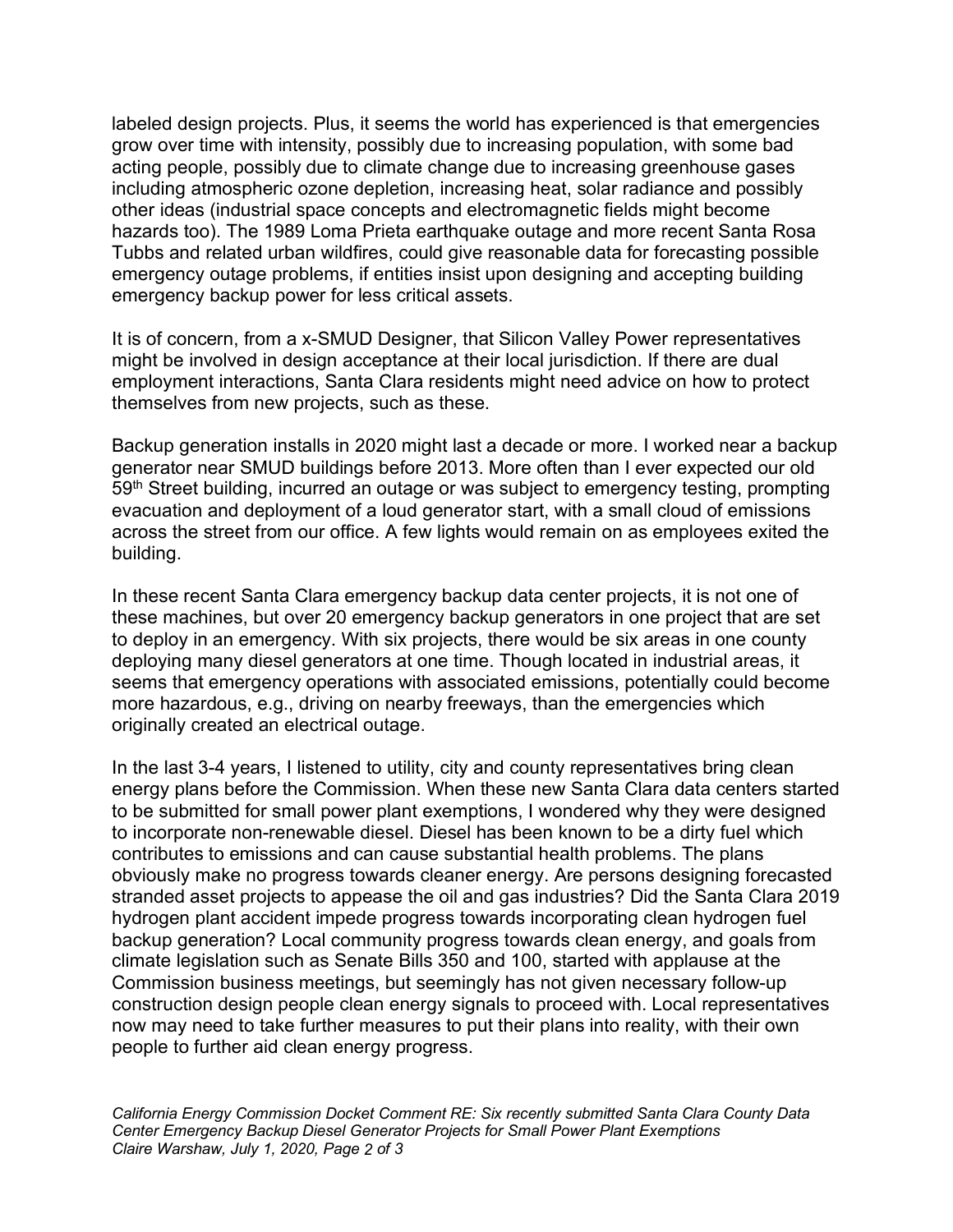labeled design projects. Plus, it seems the world has experienced is that emergencies grow over time with intensity, possibly due to increasing population, with some bad acting people, possibly due to climate change due to increasing greenhouse gases including atmospheric ozone depletion, increasing heat, solar radiance and possibly other ideas (industrial space concepts and electromagnetic fields might become hazards too). The 1989 Loma Prieta earthquake outage and more recent Santa Rosa Tubbs and related urban wildfires, could give reasonable data for forecasting possible emergency outage problems, if entities insist upon designing and accepting building emergency backup power for less critical assets.

It is of concern, from a x-SMUD Designer, that Silicon Valley Power representatives might be involved in design acceptance at their local jurisdiction. If there are dual employment interactions, Santa Clara residents might need advice on how to protect themselves from new projects, such as these.

Backup generation installs in 2020 might last a decade or more. I worked near a backup generator near SMUD buildings before 2013. More often than I ever expected our old 59th Street building, incurred an outage or was subject to emergency testing, prompting evacuation and deployment of a loud generator start, with a small cloud of emissions across the street from our office. A few lights would remain on as employees exited the building.

In these recent Santa Clara emergency backup data center projects, it is not one of these machines, but over 20 emergency backup generators in one project that are set to deploy in an emergency. With six projects, there would be six areas in one county deploying many diesel generators at one time. Though located in industrial areas, it seems that emergency operations with associated emissions, potentially could become more hazardous, e.g., driving on nearby freeways, than the emergencies which originally created an electrical outage.

In the last 3-4 years, I listened to utility, city and county representatives bring clean energy plans before the Commission. When these new Santa Clara data centers started to be submitted for small power plant exemptions, I wondered why they were designed to incorporate non-renewable diesel. Diesel has been known to be a dirty fuel which contributes to emissions and can cause substantial health problems. The plans obviously make no progress towards cleaner energy. Are persons designing forecasted stranded asset projects to appease the oil and gas industries? Did the Santa Clara 2019 hydrogen plant accident impede progress towards incorporating clean hydrogen fuel backup generation? Local community progress towards clean energy, and goals from climate legislation such as Senate Bills 350 and 100, started with applause at the Commission business meetings, but seemingly has not given necessary follow-up construction design people clean energy signals to proceed with. Local representatives now may need to take further measures to put their plans into reality, with their own people to further aid clean energy progress.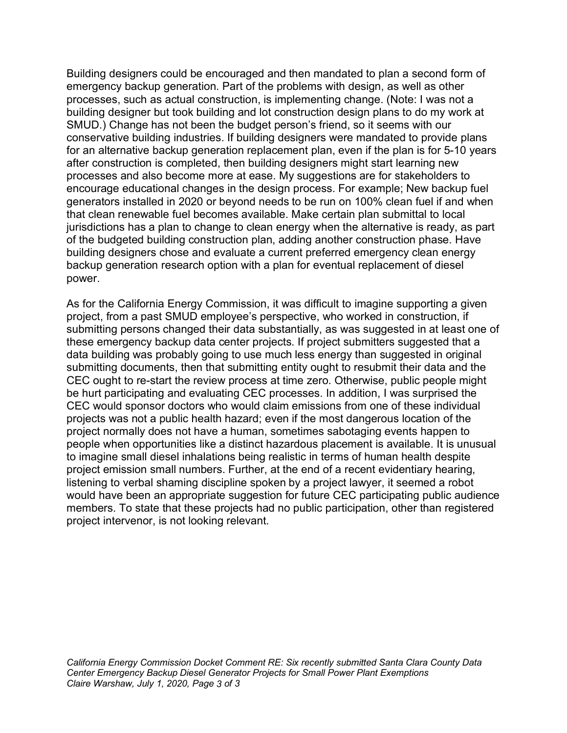Building designers could be encouraged and then mandated to plan a second form of emergency backup generation. Part of the problems with design, as well as other processes, such as actual construction, is implementing change. (Note: I was not a building designer but took building and lot construction design plans to do my work at SMUD.) Change has not been the budget person's friend, so it seems with our conservative building industries. If building designers were mandated to provide plans for an alternative backup generation replacement plan, even if the plan is for 5-10 years after construction is completed, then building designers might start learning new processes and also become more at ease. My suggestions are for stakeholders to encourage educational changes in the design process. For example; New backup fuel generators installed in 2020 or beyond needs to be run on 100% clean fuel if and when that clean renewable fuel becomes available. Make certain plan submittal to local jurisdictions has a plan to change to clean energy when the alternative is ready, as part of the budgeted building construction plan, adding another construction phase. Have building designers chose and evaluate a current preferred emergency clean energy backup generation research option with a plan for eventual replacement of diesel power.

As for the California Energy Commission, it was difficult to imagine supporting a given project, from a past SMUD employee's perspective, who worked in construction, if submitting persons changed their data substantially, as was suggested in at least one of these emergency backup data center projects. If project submitters suggested that a data building was probably going to use much less energy than suggested in original submitting documents, then that submitting entity ought to resubmit their data and the CEC ought to re-start the review process at time zero. Otherwise, public people might be hurt participating and evaluating CEC processes. In addition, I was surprised the CEC would sponsor doctors who would claim emissions from one of these individual projects was not a public health hazard; even if the most dangerous location of the project normally does not have a human, sometimes sabotaging events happen to people when opportunities like a distinct hazardous placement is available. It is unusual to imagine small diesel inhalations being realistic in terms of human health despite project emission small numbers. Further, at the end of a recent evidentiary hearing, listening to verbal shaming discipline spoken by a project lawyer, it seemed a robot would have been an appropriate suggestion for future CEC participating public audience members. To state that these projects had no public participation, other than registered project intervenor, is not looking relevant.